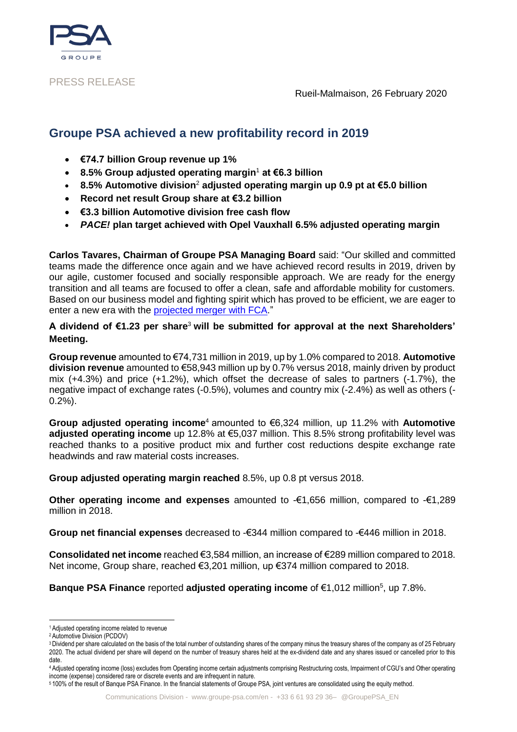PRESS RELEASE

Rueil-Malmaison, 26 February 2020

# Groupe PSA achieved a new profitability record in 2019

- **€74.7 billion Group revenue up 1%**
- **8.5% Group adjusted operating margin[1] at €6.3 billion**
- **8.5% Automotive division[2] adjusted operating margin up 0.9 pt at €5.0 billion**
- **Record net result Group share at €3.2 billion**
- **€3.3 billion Automotive division free cash flow**
- ***PACE!* plan target achieved with Opel Vauxhall 6.5% adjusted operating margin**

**Carlos Tavares, Chairman of Groupe PSA Managing Board** said: "Our skilled and committed teams made the difference once again and we have achieved record results in 2019, driven by our agile, customer focused and socially responsible approach. We are ready for the energy transition and all teams are focused to offer a clean, safe and affordable mobility for customers. Based on our business model and fighting spirit which has proved to be efficient, we are eager to enter a new era with the projected merger with FCA."

**A dividend of €1.23 per share[3] will be submitted for approval at the next Shareholders' Meeting.**

**Group revenue** amounted to €74,731 million in 2019, up by 1.0% compared to 2018. **Automotive division revenue** amounted to €58,943 million up by 0.7% versus 2018, mainly driven by product mix (+4.3%) and price (+1.2%), which offset the decrease of sales to partners (-1.7%), the negative impact of exchange rates (-0.5%), volumes and country mix (-2.4%) as well as others (-0.2%).

**Group adjusted operating income[4]** amounted to €6,324 million, up 11.2% with **Automotive adjusted operating income** up 12.8% at €5,037 million. This 8.5% strong profitability level was reached thanks to a positive product mix and further cost reductions despite exchange rate headwinds and raw material costs increases.

**Group adjusted operating margin reached** 8.5%, up 0.8 pt versus 2018.

**Other operating income and expenses** amounted to -€1,656 million, compared to -€1,289 million in 2018.

**Group net financial expenses** decreased to -€344 million compared to -€446 million in 2018.

**Consolidated net income** reached €3,584 million, an increase of €289 million compared to 2018. Net income, Group share, reached €3,201 million, up €374 million compared to 2018.

**Banque PSA Finance** reported **adjusted operating income** of €1,012 million[5], up 7.8%.

---

[1] Adjusted operating income related to revenue

[2] Automotive Division (PCDOV)

[3] Dividend per share calculated on the basis of the total number of outstanding shares of the company minus the treasury shares of the company as of 25 February 2020. The actual dividend per share will depend on the number of treasury shares held at the ex-dividend date and any shares issued or cancelled prior to this date.

[4] Adjusted operating income (loss) excludes from Operating income certain adjustments comprising Restructuring costs, Impairment of CGU's and Other operating income (expense) considered rare or discrete events and are infrequent in nature.

[5] 100% of the result of Banque PSA Finance. In the financial statements of Groupe PSA, joint ventures are consolidated using the equity method.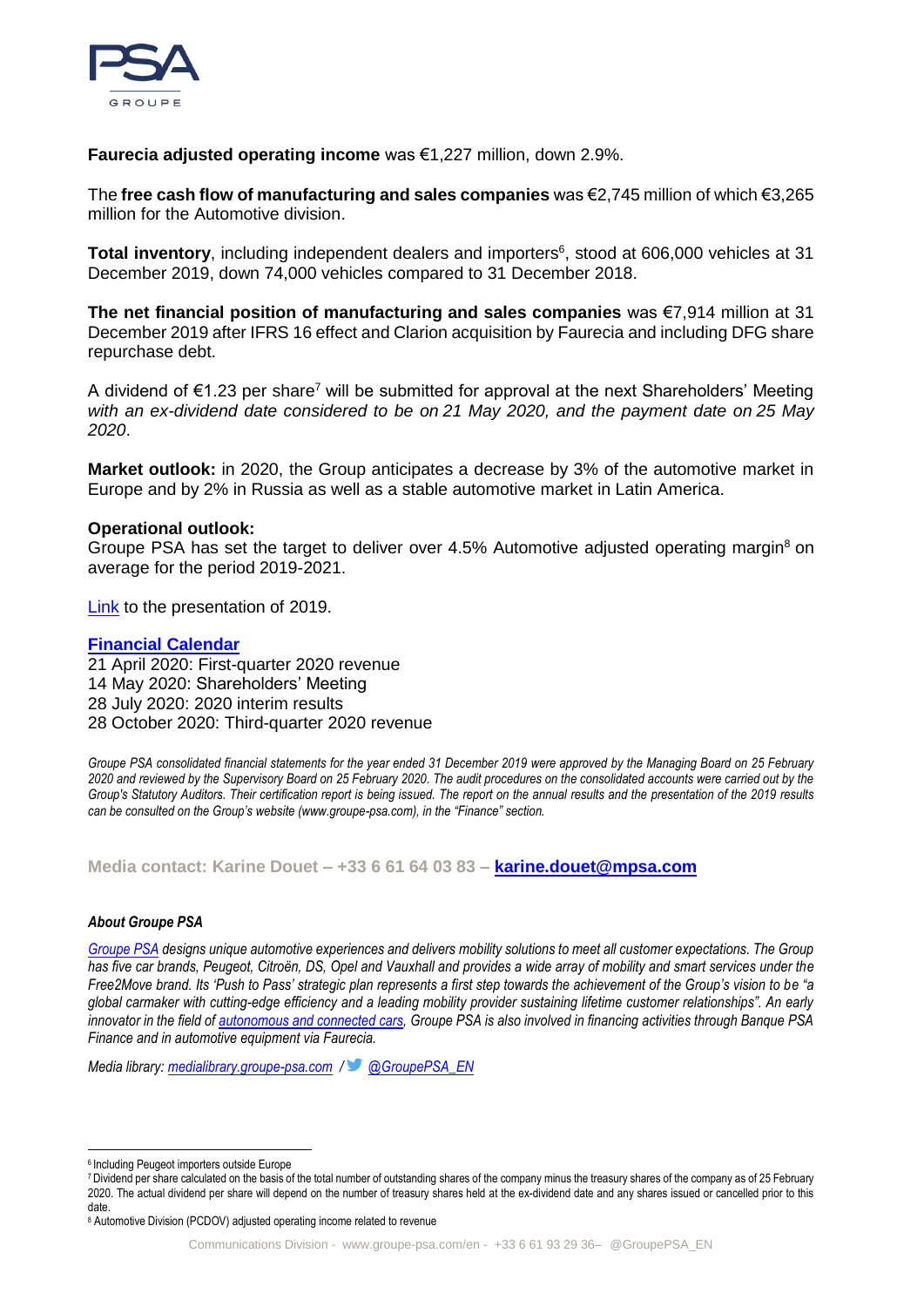**Faurecia adjusted operating income** was €1,227 million, down 2.9%.

The **free cash flow of manufacturing and sales companies** was €2,745 million of which €3,265 million for the Automotive division.

**Total inventory**, including independent dealers and importers[6], stood at 606,000 vehicles at 31 December 2019, down 74,000 vehicles compared to 31 December 2018.

**The net financial position of manufacturing and sales companies** was €7,914 million at 31 December 2019 after IFRS 16 effect and Clarion acquisition by Faurecia and including DFG share repurchase debt.

A dividend of €1.23 per share[7] will be submitted for approval at the next Shareholders' Meeting *with an ex-dividend date considered to be on 21 May 2020, and the payment date on 25 May 2020*.

**Market outlook:** in 2020, the Group anticipates a decrease by 3% of the automotive market in Europe and by 2% in Russia as well as a stable automotive market in Latin America.

**Operational outlook:**
Groupe PSA has set the target to deliver over 4.5% Automotive adjusted operating margin[8] on average for the period 2019-2021.

Link to the presentation of 2019.

**Financial Calendar**

21 April 2020: First-quarter 2020 revenue
14 May 2020: Shareholders' Meeting
28 July 2020: 2020 interim results
28 October 2020: Third-quarter 2020 revenue

*Groupe PSA consolidated financial statements for the year ended 31 December 2019 were approved by the Managing Board on 25 February 2020 and reviewed by the Supervisory Board on 25 February 2020. The audit procedures on the consolidated accounts were carried out by the Group's Statutory Auditors. Their certification report is being issued. The report on the annual results and the presentation of the 2019 results can be consulted on the Group's website (www.groupe-psa.com), in the "Finance" section.*

**Media contact: Karine Douet – +33 6 61 64 03 83 – karine.douet@mpsa.com**

***About Groupe PSA***

*Groupe PSA designs unique automotive experiences and delivers mobility solutions to meet all customer expectations. The Group has five car brands, Peugeot, Citroën, DS, Opel and Vauxhall and provides a wide array of mobility and smart services under the Free2Move brand. Its 'Push to Pass' strategic plan represents a first step towards the achievement of the Group's vision to be "a global carmaker with cutting-edge efficiency and a leading mobility provider sustaining lifetime customer relationships". An early innovator in the field of autonomous and connected cars, Groupe PSA is also involved in financing activities through Banque PSA Finance and in automotive equipment via Faurecia.*

*Media library: medialibrary.groupe-psa.com / @GroupePSA_EN*

---

[6] Including Peugeot importers outside Europe

[7] Dividend per share calculated on the basis of the total number of outstanding shares of the company minus the treasury shares of the company as of 25 February 2020. The actual dividend per share will depend on the number of treasury shares held at the ex-dividend date and any shares issued or cancelled prior to this date.

[8] Automotive Division (PCDOV) adjusted operating income related to revenue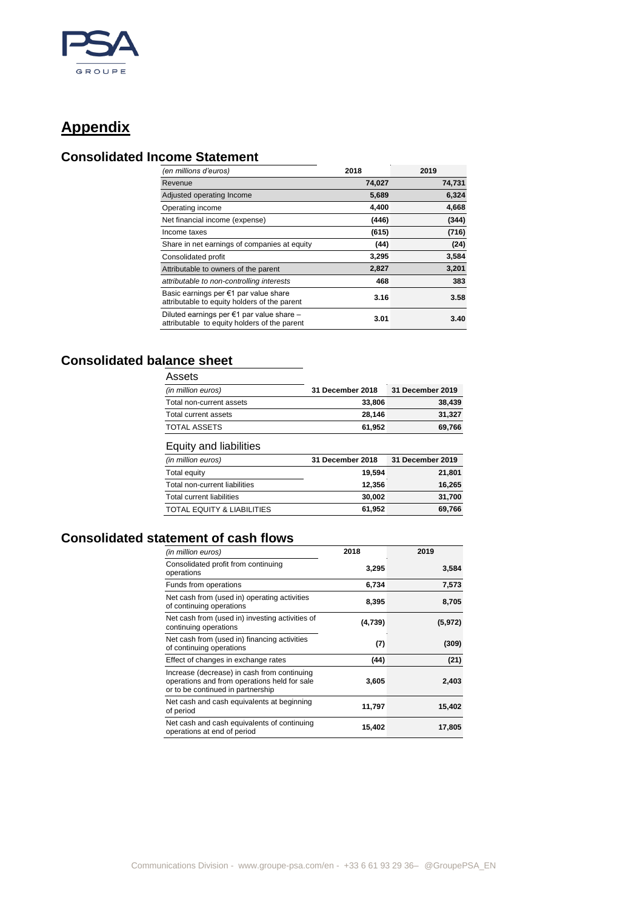# Appendix

## Consolidated Income Statement

| *(en millions d'euros)* | 2018 | 2019 |
|---|---|---|
| Revenue | **74,027** | **74,731** |
| Adjusted operating Income | **5,689** | **6,324** |
| Operating income | **4,400** | **4,668** |
| Net financial income (expense) | **(446)** | **(344)** |
| Income taxes | **(615)** | **(716)** |
| Share in net earnings of companies at equity | **(44)** | **(24)** |
| Consolidated profit | **3,295** | **3,584** |
| Attributable to owners of the parent | **2,827** | **3,201** |
| *attributable to non-controlling interests* | **468** | **383** |
| Basic earnings per €1 par value share attributable to equity holders of the parent | **3.16** | **3.58** |
| Diluted earnings per €1 par value share – attributable to equity holders of the parent | **3.01** | **3.40** |

## Consolidated balance sheet

Assets

| *(in million euros)* | 31 December 2018 | 31 December 2019 |
|---|---|---|
| Total non-current assets | **33,806** | **38,439** |
| Total current assets | **28,146** | **31,327** |
| TOTAL ASSETS | **61,952** | **69,766** |

Equity and liabilities

| *(in million euros)* | 31 December 2018 | 31 December 2019 |
|---|---|---|
| Total equity | **19,594** | **21,801** |
| Total non-current liabilities | **12,356** | **16,265** |
| Total current liabilities | **30,002** | **31,700** |
| TOTAL EQUITY & LIABILITIES | **61,952** | **69,766** |

## Consolidated statement of cash flows

| *(in million euros)* | 2018 | 2019 |
|---|---|---|
| Consolidated profit from continuing operations | **3,295** | **3,584** |
| Funds from operations | **6,734** | **7,573** |
| Net cash from (used in) operating activities of continuing operations | **8,395** | **8,705** |
| Net cash from (used in) investing activities of continuing operations | **(4,739)** | **(5,972)** |
| Net cash from (used in) financing activities of continuing operations | **(7)** | **(309)** |
| Effect of changes in exchange rates | **(44)** | **(21)** |
| Increase (decrease) in cash from continuing operations and from operations held for sale or to be continued in partnership | **3,605** | **2,403** |
| Net cash and cash equivalents at beginning of period | **11,797** | **15,402** |
| Net cash and cash equivalents of continuing operations at end of period | **15,402** | **17,805** |

Communications Division - www.groupe-psa.com/en - +33 6 61 93 29 36– @GroupePSA_EN